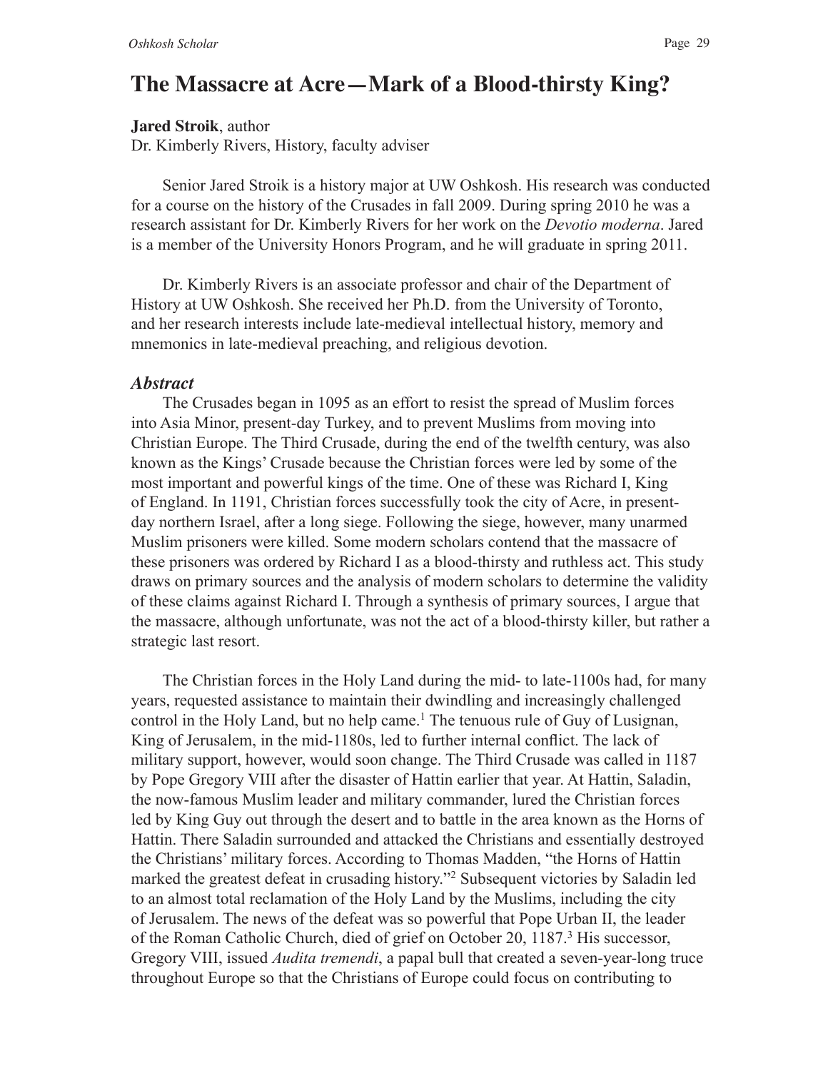# The Massacre at Acre—Mark of a Blood-thirsty King?

**Jared Stroik**, author
Dr. Kimberly Rivers, History, faculty adviser

Senior Jared Stroik is a history major at UW Oshkosh. His research was conducted for a course on the history of the Crusades in fall 2009. During spring 2010 he was a research assistant for Dr. Kimberly Rivers for her work on the *Devotio moderna*. Jared is a member of the University Honors Program, and he will graduate in spring 2011.

Dr. Kimberly Rivers is an associate professor and chair of the Department of History at UW Oshkosh. She received her Ph.D. from the University of Toronto, and her research interests include late-medieval intellectual history, memory and mnemonics in late-medieval preaching, and religious devotion.

## *Abstract*

The Crusades began in 1095 as an effort to resist the spread of Muslim forces into Asia Minor, present-day Turkey, and to prevent Muslims from moving into Christian Europe. The Third Crusade, during the end of the twelfth century, was also known as the Kings' Crusade because the Christian forces were led by some of the most important and powerful kings of the time. One of these was Richard I, King of England. In 1191, Christian forces successfully took the city of Acre, in present-day northern Israel, after a long siege. Following the siege, however, many unarmed Muslim prisoners were killed. Some modern scholars contend that the massacre of these prisoners was ordered by Richard I as a blood-thirsty and ruthless act. This study draws on primary sources and the analysis of modern scholars to determine the validity of these claims against Richard I. Through a synthesis of primary sources, I argue that the massacre, although unfortunate, was not the act of a blood-thirsty killer, but rather a strategic last resort.

The Christian forces in the Holy Land during the mid- to late-1100s had, for many years, requested assistance to maintain their dwindling and increasingly challenged control in the Holy Land, but no help came.[1] The tenuous rule of Guy of Lusignan, King of Jerusalem, in the mid-1180s, led to further internal conflict. The lack of military support, however, would soon change. The Third Crusade was called in 1187 by Pope Gregory VIII after the disaster of Hattin earlier that year. At Hattin, Saladin, the now-famous Muslim leader and military commander, lured the Christian forces led by King Guy out through the desert and to battle in the area known as the Horns of Hattin. There Saladin surrounded and attacked the Christians and essentially destroyed the Christians' military forces. According to Thomas Madden, "the Horns of Hattin marked the greatest defeat in crusading history."[2] Subsequent victories by Saladin led to an almost total reclamation of the Holy Land by the Muslims, including the city of Jerusalem. The news of the defeat was so powerful that Pope Urban II, the leader of the Roman Catholic Church, died of grief on October 20, 1187.[3] His successor, Gregory VIII, issued *Audita tremendi*, a papal bull that created a seven-year-long truce throughout Europe so that the Christians of Europe could focus on contributing to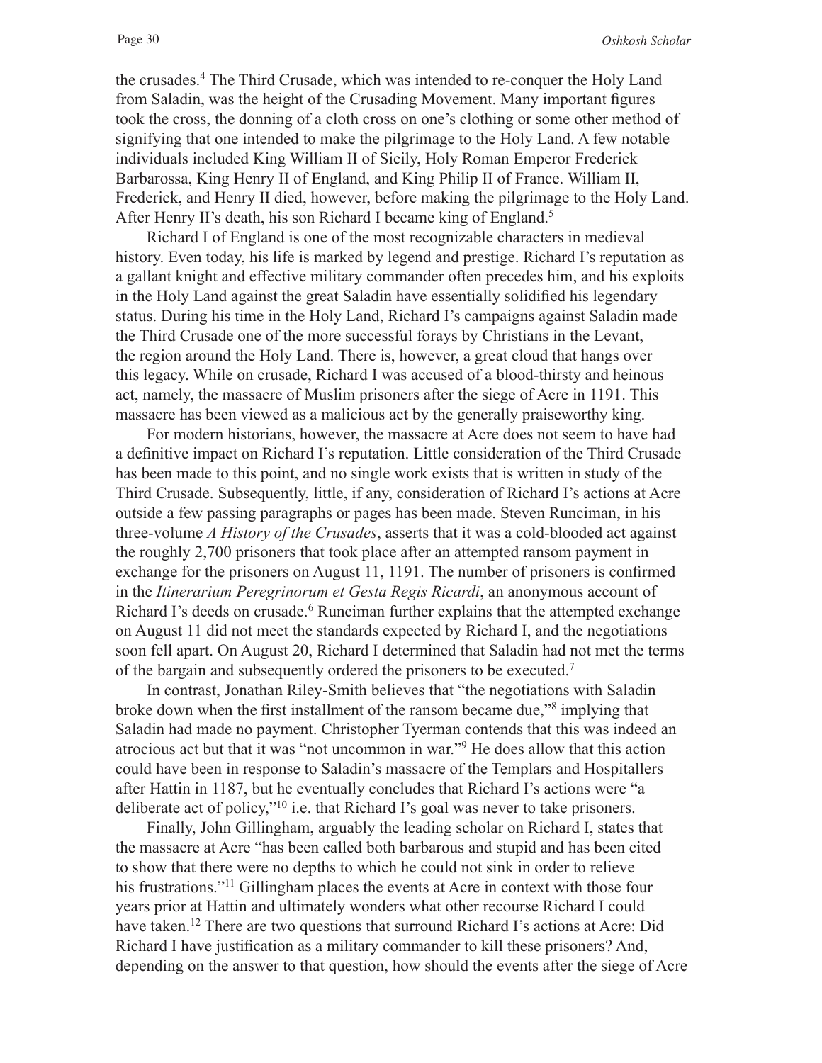the crusades.[4] The Third Crusade, which was intended to re-conquer the Holy Land from Saladin, was the height of the Crusading Movement. Many important figures took the cross, the donning of a cloth cross on one's clothing or some other method of signifying that one intended to make the pilgrimage to the Holy Land. A few notable individuals included King William II of Sicily, Holy Roman Emperor Frederick Barbarossa, King Henry II of England, and King Philip II of France. William II, Frederick, and Henry II died, however, before making the pilgrimage to the Holy Land. After Henry II's death, his son Richard I became king of England.[5]

Richard I of England is one of the most recognizable characters in medieval history. Even today, his life is marked by legend and prestige. Richard I's reputation as a gallant knight and effective military commander often precedes him, and his exploits in the Holy Land against the great Saladin have essentially solidified his legendary status. During his time in the Holy Land, Richard I's campaigns against Saladin made the Third Crusade one of the more successful forays by Christians in the Levant, the region around the Holy Land. There is, however, a great cloud that hangs over this legacy. While on crusade, Richard I was accused of a blood-thirsty and heinous act, namely, the massacre of Muslim prisoners after the siege of Acre in 1191. This massacre has been viewed as a malicious act by the generally praiseworthy king.

For modern historians, however, the massacre at Acre does not seem to have had a definitive impact on Richard I's reputation. Little consideration of the Third Crusade has been made to this point, and no single work exists that is written in study of the Third Crusade. Subsequently, little, if any, consideration of Richard I's actions at Acre outside a few passing paragraphs or pages has been made. Steven Runciman, in his three-volume *A History of the Crusades*, asserts that it was a cold-blooded act against the roughly 2,700 prisoners that took place after an attempted ransom payment in exchange for the prisoners on August 11, 1191. The number of prisoners is confirmed in the *Itinerarium Peregrinorum et Gesta Regis Ricardi*, an anonymous account of Richard I's deeds on crusade.[6] Runciman further explains that the attempted exchange on August 11 did not meet the standards expected by Richard I, and the negotiations soon fell apart. On August 20, Richard I determined that Saladin had not met the terms of the bargain and subsequently ordered the prisoners to be executed.[7]

In contrast, Jonathan Riley-Smith believes that "the negotiations with Saladin broke down when the first installment of the ransom became due,"[8] implying that Saladin had made no payment. Christopher Tyerman contends that this was indeed an atrocious act but that it was "not uncommon in war."[9] He does allow that this action could have been in response to Saladin's massacre of the Templars and Hospitallers after Hattin in 1187, but he eventually concludes that Richard I's actions were "a deliberate act of policy,"[10] i.e. that Richard I's goal was never to take prisoners.

Finally, John Gillingham, arguably the leading scholar on Richard I, states that the massacre at Acre "has been called both barbarous and stupid and has been cited to show that there were no depths to which he could not sink in order to relieve his frustrations."[11] Gillingham places the events at Acre in context with those four years prior at Hattin and ultimately wonders what other recourse Richard I could have taken.[12] There are two questions that surround Richard I's actions at Acre: Did Richard I have justification as a military commander to kill these prisoners? And, depending on the answer to that question, how should the events after the siege of Acre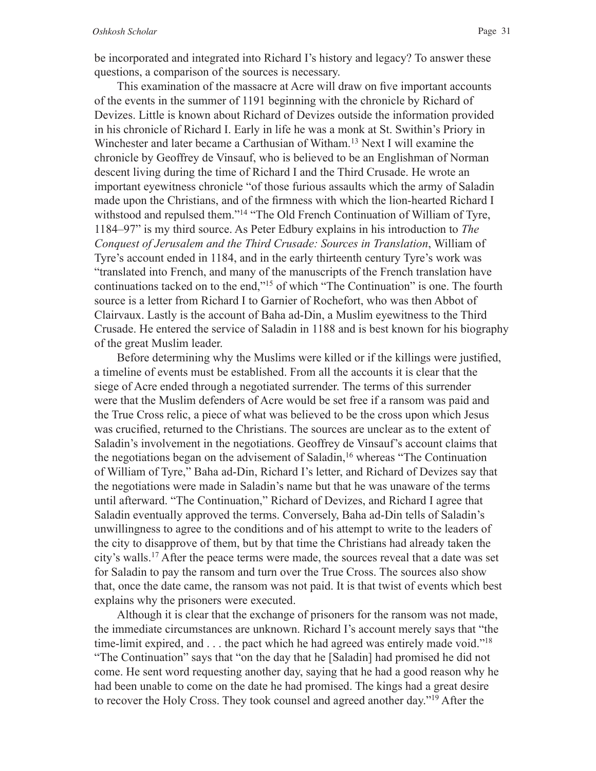be incorporated and integrated into Richard I's history and legacy? To answer these questions, a comparison of the sources is necessary.

This examination of the massacre at Acre will draw on five important accounts of the events in the summer of 1191 beginning with the chronicle by Richard of Devizes. Little is known about Richard of Devizes outside the information provided in his chronicle of Richard I. Early in life he was a monk at St. Swithin's Priory in Winchester and later became a Carthusian of Witham.[13] Next I will examine the chronicle by Geoffrey de Vinsauf, who is believed to be an Englishman of Norman descent living during the time of Richard I and the Third Crusade. He wrote an important eyewitness chronicle "of those furious assaults which the army of Saladin made upon the Christians, and of the firmness with which the lion-hearted Richard I withstood and repulsed them."[14] "The Old French Continuation of William of Tyre, 1184–97" is my third source. As Peter Edbury explains in his introduction to *The Conquest of Jerusalem and the Third Crusade: Sources in Translation*, William of Tyre's account ended in 1184, and in the early thirteenth century Tyre's work was "translated into French, and many of the manuscripts of the French translation have continuations tacked on to the end,"[15] of which "The Continuation" is one. The fourth source is a letter from Richard I to Garnier of Rochefort, who was then Abbot of Clairvaux. Lastly is the account of Baha ad-Din, a Muslim eyewitness to the Third Crusade. He entered the service of Saladin in 1188 and is best known for his biography of the great Muslim leader.

Before determining why the Muslims were killed or if the killings were justified, a timeline of events must be established. From all the accounts it is clear that the siege of Acre ended through a negotiated surrender. The terms of this surrender were that the Muslim defenders of Acre would be set free if a ransom was paid and the True Cross relic, a piece of what was believed to be the cross upon which Jesus was crucified, returned to the Christians. The sources are unclear as to the extent of Saladin's involvement in the negotiations. Geoffrey de Vinsauf's account claims that the negotiations began on the advisement of Saladin,[16] whereas "The Continuation of William of Tyre," Baha ad-Din, Richard I's letter, and Richard of Devizes say that the negotiations were made in Saladin's name but that he was unaware of the terms until afterward. "The Continuation," Richard of Devizes, and Richard I agree that Saladin eventually approved the terms. Conversely, Baha ad-Din tells of Saladin's unwillingness to agree to the conditions and of his attempt to write to the leaders of the city to disapprove of them, but by that time the Christians had already taken the city's walls.[17] After the peace terms were made, the sources reveal that a date was set for Saladin to pay the ransom and turn over the True Cross. The sources also show that, once the date came, the ransom was not paid. It is that twist of events which best explains why the prisoners were executed.

Although it is clear that the exchange of prisoners for the ransom was not made, the immediate circumstances are unknown. Richard I's account merely says that "the time-limit expired, and . . . the pact which he had agreed was entirely made void."[18] "The Continuation" says that "on the day that he [Saladin] had promised he did not come. He sent word requesting another day, saying that he had a good reason why he had been unable to come on the date he had promised. The kings had a great desire to recover the Holy Cross. They took counsel and agreed another day."[19] After the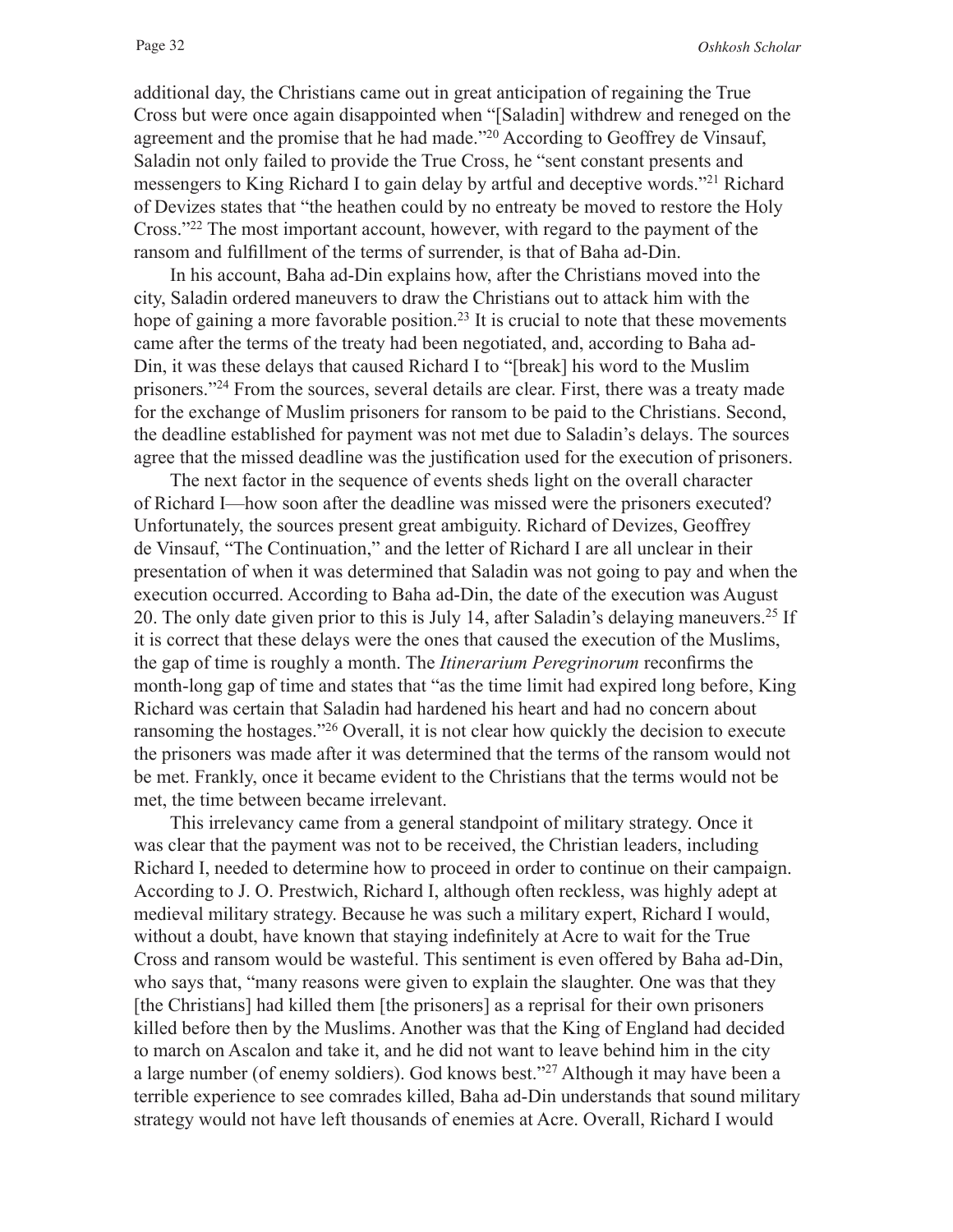additional day, the Christians came out in great anticipation of regaining the True Cross but were once again disappointed when "[Saladin] withdrew and reneged on the agreement and the promise that he had made."[20] According to Geoffrey de Vinsauf, Saladin not only failed to provide the True Cross, he "sent constant presents and messengers to King Richard I to gain delay by artful and deceptive words."[21] Richard of Devizes states that "the heathen could by no entreaty be moved to restore the Holy Cross."[22] The most important account, however, with regard to the payment of the ransom and fulfillment of the terms of surrender, is that of Baha ad-Din.

In his account, Baha ad-Din explains how, after the Christians moved into the city, Saladin ordered maneuvers to draw the Christians out to attack him with the hope of gaining a more favorable position.[23] It is crucial to note that these movements came after the terms of the treaty had been negotiated, and, according to Baha ad-Din, it was these delays that caused Richard I to "[break] his word to the Muslim prisoners."[24] From the sources, several details are clear. First, there was a treaty made for the exchange of Muslim prisoners for ransom to be paid to the Christians. Second, the deadline established for payment was not met due to Saladin's delays. The sources agree that the missed deadline was the justification used for the execution of prisoners.

The next factor in the sequence of events sheds light on the overall character of Richard I—how soon after the deadline was missed were the prisoners executed? Unfortunately, the sources present great ambiguity. Richard of Devizes, Geoffrey de Vinsauf, "The Continuation," and the letter of Richard I are all unclear in their presentation of when it was determined that Saladin was not going to pay and when the execution occurred. According to Baha ad-Din, the date of the execution was August 20. The only date given prior to this is July 14, after Saladin's delaying maneuvers.[25] If it is correct that these delays were the ones that caused the execution of the Muslims, the gap of time is roughly a month. The *Itinerarium Peregrinorum* reconfirms the month-long gap of time and states that "as the time limit had expired long before, King Richard was certain that Saladin had hardened his heart and had no concern about ransoming the hostages."[26] Overall, it is not clear how quickly the decision to execute the prisoners was made after it was determined that the terms of the ransom would not be met. Frankly, once it became evident to the Christians that the terms would not be met, the time between became irrelevant.

This irrelevancy came from a general standpoint of military strategy. Once it was clear that the payment was not to be received, the Christian leaders, including Richard I, needed to determine how to proceed in order to continue on their campaign. According to J. O. Prestwich, Richard I, although often reckless, was highly adept at medieval military strategy. Because he was such a military expert, Richard I would, without a doubt, have known that staying indefinitely at Acre to wait for the True Cross and ransom would be wasteful. This sentiment is even offered by Baha ad-Din, who says that, "many reasons were given to explain the slaughter. One was that they [the Christians] had killed them [the prisoners] as a reprisal for their own prisoners killed before then by the Muslims. Another was that the King of England had decided to march on Ascalon and take it, and he did not want to leave behind him in the city a large number (of enemy soldiers). God knows best."[27] Although it may have been a terrible experience to see comrades killed, Baha ad-Din understands that sound military strategy would not have left thousands of enemies at Acre. Overall, Richard I would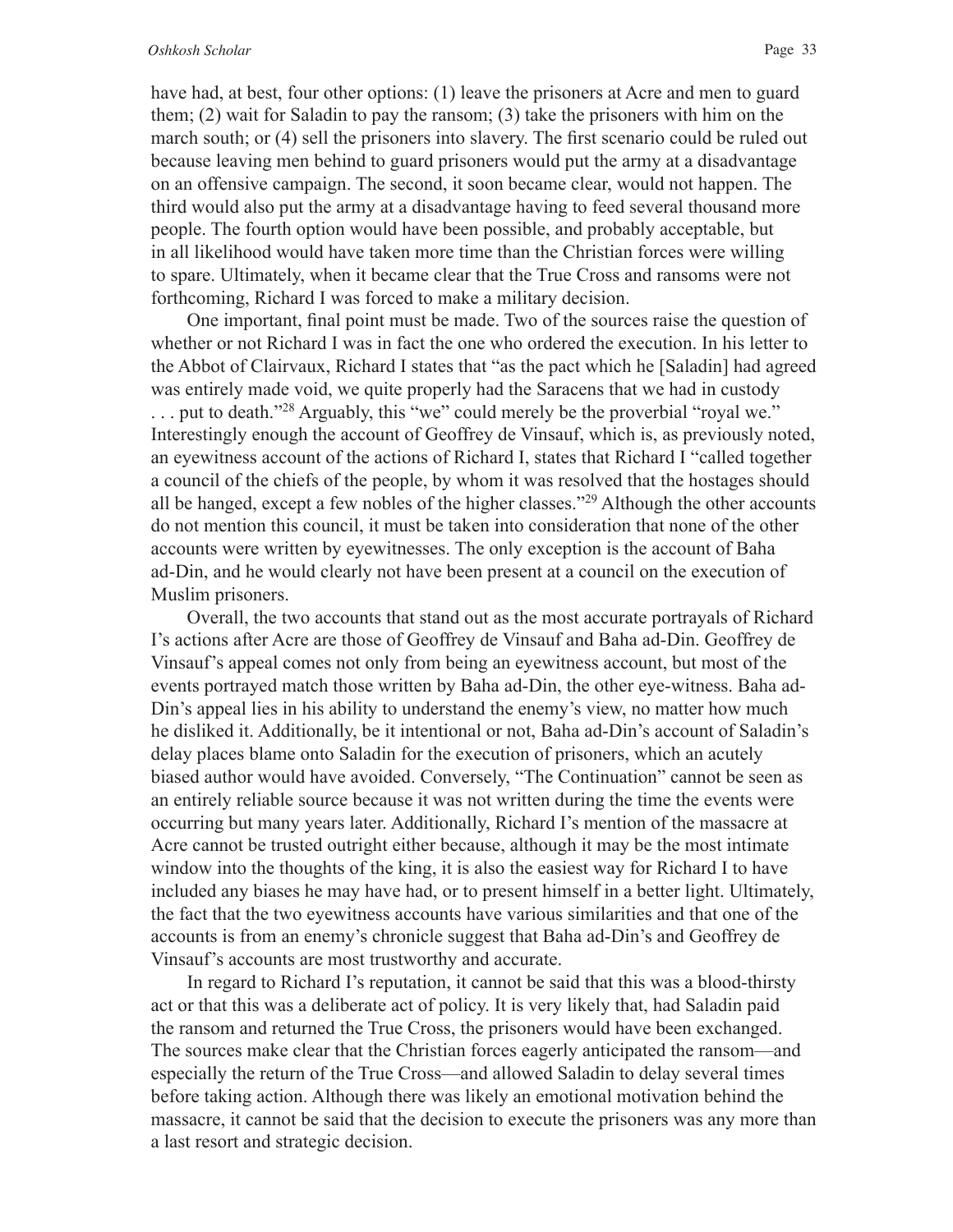have had, at best, four other options: (1) leave the prisoners at Acre and men to guard them; (2) wait for Saladin to pay the ransom; (3) take the prisoners with him on the march south; or (4) sell the prisoners into slavery. The first scenario could be ruled out because leaving men behind to guard prisoners would put the army at a disadvantage on an offensive campaign. The second, it soon became clear, would not happen. The third would also put the army at a disadvantage having to feed several thousand more people. The fourth option would have been possible, and probably acceptable, but in all likelihood would have taken more time than the Christian forces were willing to spare. Ultimately, when it became clear that the True Cross and ransoms were not forthcoming, Richard I was forced to make a military decision.

One important, final point must be made. Two of the sources raise the question of whether or not Richard I was in fact the one who ordered the execution. In his letter to the Abbot of Clairvaux, Richard I states that "as the pact which he [Saladin] had agreed was entirely made void, we quite properly had the Saracens that we had in custody . . . put to death."[28] Arguably, this "we" could merely be the proverbial "royal we." Interestingly enough the account of Geoffrey de Vinsauf, which is, as previously noted, an eyewitness account of the actions of Richard I, states that Richard I "called together a council of the chiefs of the people, by whom it was resolved that the hostages should all be hanged, except a few nobles of the higher classes."[29] Although the other accounts do not mention this council, it must be taken into consideration that none of the other accounts were written by eyewitnesses. The only exception is the account of Baha ad-Din, and he would clearly not have been present at a council on the execution of Muslim prisoners.

Overall, the two accounts that stand out as the most accurate portrayals of Richard I's actions after Acre are those of Geoffrey de Vinsauf and Baha ad-Din. Geoffrey de Vinsauf's appeal comes not only from being an eyewitness account, but most of the events portrayed match those written by Baha ad-Din, the other eye-witness. Baha ad-Din's appeal lies in his ability to understand the enemy's view, no matter how much he disliked it. Additionally, be it intentional or not, Baha ad-Din's account of Saladin's delay places blame onto Saladin for the execution of prisoners, which an acutely biased author would have avoided. Conversely, "The Continuation" cannot be seen as an entirely reliable source because it was not written during the time the events were occurring but many years later. Additionally, Richard I's mention of the massacre at Acre cannot be trusted outright either because, although it may be the most intimate window into the thoughts of the king, it is also the easiest way for Richard I to have included any biases he may have had, or to present himself in a better light. Ultimately, the fact that the two eyewitness accounts have various similarities and that one of the accounts is from an enemy's chronicle suggest that Baha ad-Din's and Geoffrey de Vinsauf's accounts are most trustworthy and accurate.

In regard to Richard I's reputation, it cannot be said that this was a blood-thirsty act or that this was a deliberate act of policy. It is very likely that, had Saladin paid the ransom and returned the True Cross, the prisoners would have been exchanged. The sources make clear that the Christian forces eagerly anticipated the ransom—and especially the return of the True Cross—and allowed Saladin to delay several times before taking action. Although there was likely an emotional motivation behind the massacre, it cannot be said that the decision to execute the prisoners was any more than a last resort and strategic decision.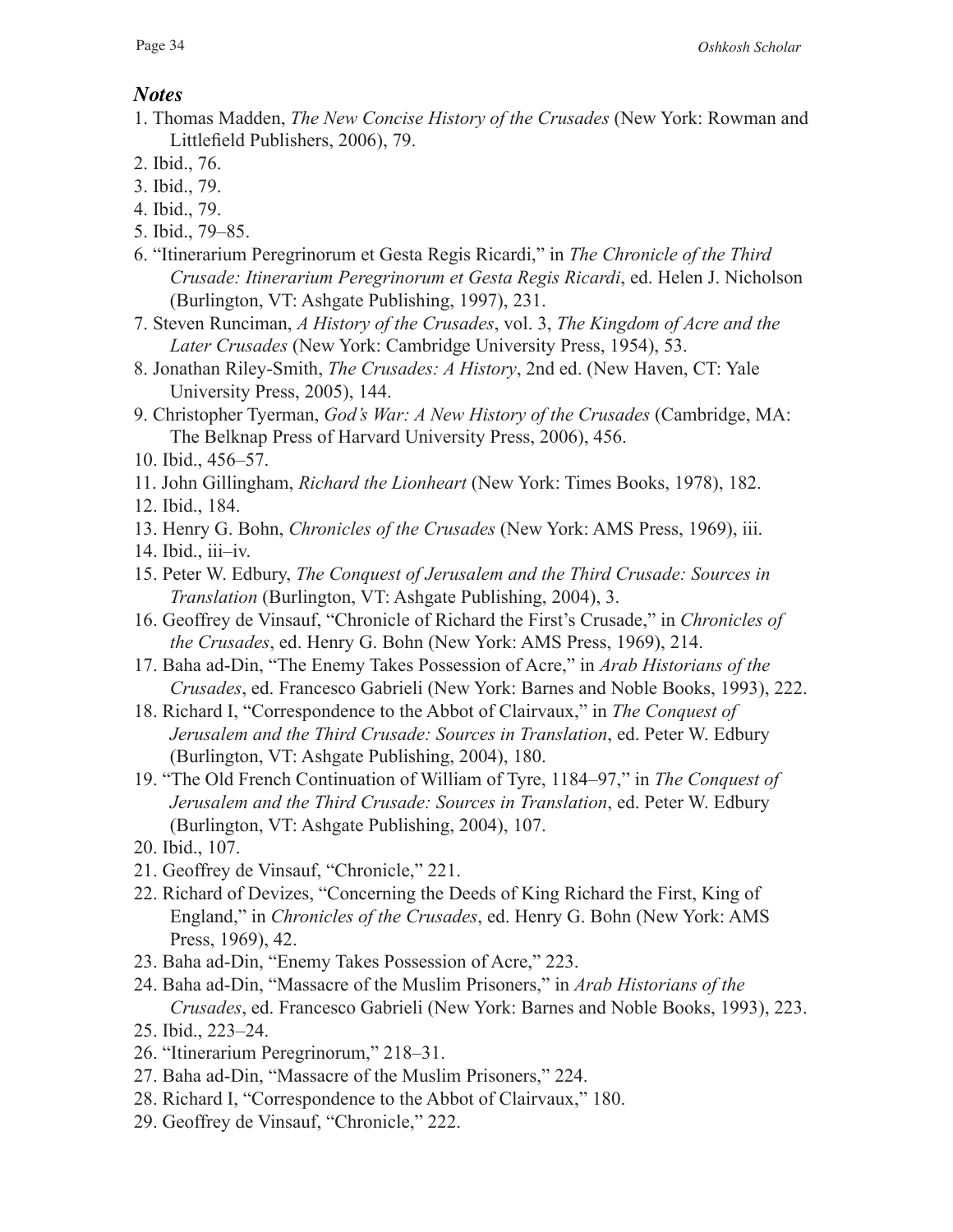## *Notes*

1. Thomas Madden, *The New Concise History of the Crusades* (New York: Rowman and Littlefield Publishers, 2006), 79.
2. Ibid., 76.
3. Ibid., 79.
4. Ibid., 79.
5. Ibid., 79–85.
6. "Itinerarium Peregrinorum et Gesta Regis Ricardi," in *The Chronicle of the Third Crusade: Itinerarium Peregrinorum et Gesta Regis Ricardi*, ed. Helen J. Nicholson (Burlington, VT: Ashgate Publishing, 1997), 231.
7. Steven Runciman, *A History of the Crusades*, vol. 3, *The Kingdom of Acre and the Later Crusades* (New York: Cambridge University Press, 1954), 53.
8. Jonathan Riley-Smith, *The Crusades: A History*, 2nd ed. (New Haven, CT: Yale University Press, 2005), 144.
9. Christopher Tyerman, *God's War: A New History of the Crusades* (Cambridge, MA: The Belknap Press of Harvard University Press, 2006), 456.
10. Ibid., 456–57.
11. John Gillingham, *Richard the Lionheart* (New York: Times Books, 1978), 182.
12. Ibid., 184.
13. Henry G. Bohn, *Chronicles of the Crusades* (New York: AMS Press, 1969), iii.
14. Ibid., iii–iv.
15. Peter W. Edbury, *The Conquest of Jerusalem and the Third Crusade: Sources in Translation* (Burlington, VT: Ashgate Publishing, 2004), 3.
16. Geoffrey de Vinsauf, "Chronicle of Richard the First's Crusade," in *Chronicles of the Crusades*, ed. Henry G. Bohn (New York: AMS Press, 1969), 214.
17. Baha ad-Din, "The Enemy Takes Possession of Acre," in *Arab Historians of the Crusades*, ed. Francesco Gabrieli (New York: Barnes and Noble Books, 1993), 222.
18. Richard I, "Correspondence to the Abbot of Clairvaux," in *The Conquest of Jerusalem and the Third Crusade: Sources in Translation*, ed. Peter W. Edbury (Burlington, VT: Ashgate Publishing, 2004), 180.
19. "The Old French Continuation of William of Tyre, 1184–97," in *The Conquest of Jerusalem and the Third Crusade: Sources in Translation*, ed. Peter W. Edbury (Burlington, VT: Ashgate Publishing, 2004), 107.
20. Ibid., 107.
21. Geoffrey de Vinsauf, "Chronicle," 221.
22. Richard of Devizes, "Concerning the Deeds of King Richard the First, King of England," in *Chronicles of the Crusades*, ed. Henry G. Bohn (New York: AMS Press, 1969), 42.
23. Baha ad-Din, "Enemy Takes Possession of Acre," 223.
24. Baha ad-Din, "Massacre of the Muslim Prisoners," in *Arab Historians of the Crusades*, ed. Francesco Gabrieli (New York: Barnes and Noble Books, 1993), 223.
25. Ibid., 223–24.
26. "Itinerarium Peregrinorum," 218–31.
27. Baha ad-Din, "Massacre of the Muslim Prisoners," 224.
28. Richard I, "Correspondence to the Abbot of Clairvaux," 180.
29. Geoffrey de Vinsauf, "Chronicle," 222.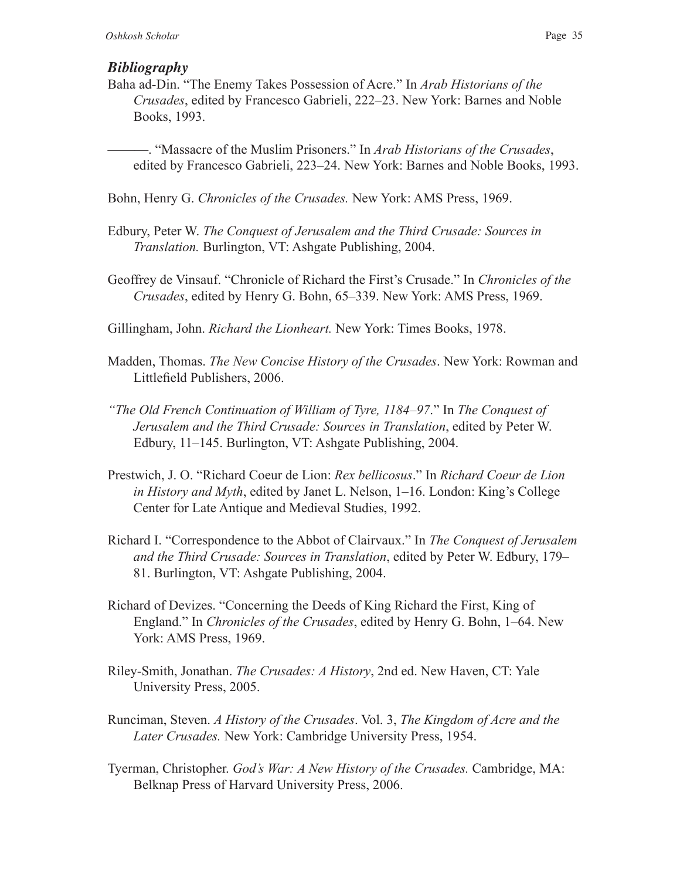## *Bibliography*

Baha ad-Din. "The Enemy Takes Possession of Acre." In *Arab Historians of the Crusades*, edited by Francesco Gabrieli, 222–23. New York: Barnes and Noble Books, 1993.

———. "Massacre of the Muslim Prisoners." In *Arab Historians of the Crusades*, edited by Francesco Gabrieli, 223–24. New York: Barnes and Noble Books, 1993.

Bohn, Henry G. *Chronicles of the Crusades.* New York: AMS Press, 1969.

Edbury, Peter W. *The Conquest of Jerusalem and the Third Crusade: Sources in Translation.* Burlington, VT: Ashgate Publishing, 2004.

Geoffrey de Vinsauf. "Chronicle of Richard the First's Crusade." In *Chronicles of the Crusades*, edited by Henry G. Bohn, 65–339. New York: AMS Press, 1969.

Gillingham, John. *Richard the Lionheart.* New York: Times Books, 1978.

Madden, Thomas. *The New Concise History of the Crusades*. New York: Rowman and Littlefield Publishers, 2006.

*"The Old French Continuation of William of Tyre, 1184–97*." In *The Conquest of Jerusalem and the Third Crusade: Sources in Translation*, edited by Peter W. Edbury, 11–145. Burlington, VT: Ashgate Publishing, 2004.

Prestwich, J. O. "Richard Coeur de Lion: *Rex bellicosus*." In *Richard Coeur de Lion in History and Myth*, edited by Janet L. Nelson, 1–16. London: King's College Center for Late Antique and Medieval Studies, 1992.

Richard I. "Correspondence to the Abbot of Clairvaux." In *The Conquest of Jerusalem and the Third Crusade: Sources in Translation*, edited by Peter W. Edbury, 179–81. Burlington, VT: Ashgate Publishing, 2004.

Richard of Devizes. "Concerning the Deeds of King Richard the First, King of England." In *Chronicles of the Crusades*, edited by Henry G. Bohn, 1–64. New York: AMS Press, 1969.

Riley-Smith, Jonathan. *The Crusades: A History*, 2nd ed. New Haven, CT: Yale University Press, 2005.

Runciman, Steven. *A History of the Crusades*. Vol. 3, *The Kingdom of Acre and the Later Crusades.* New York: Cambridge University Press, 1954.

Tyerman, Christopher. *God's War: A New History of the Crusades.* Cambridge, MA: Belknap Press of Harvard University Press, 2006.